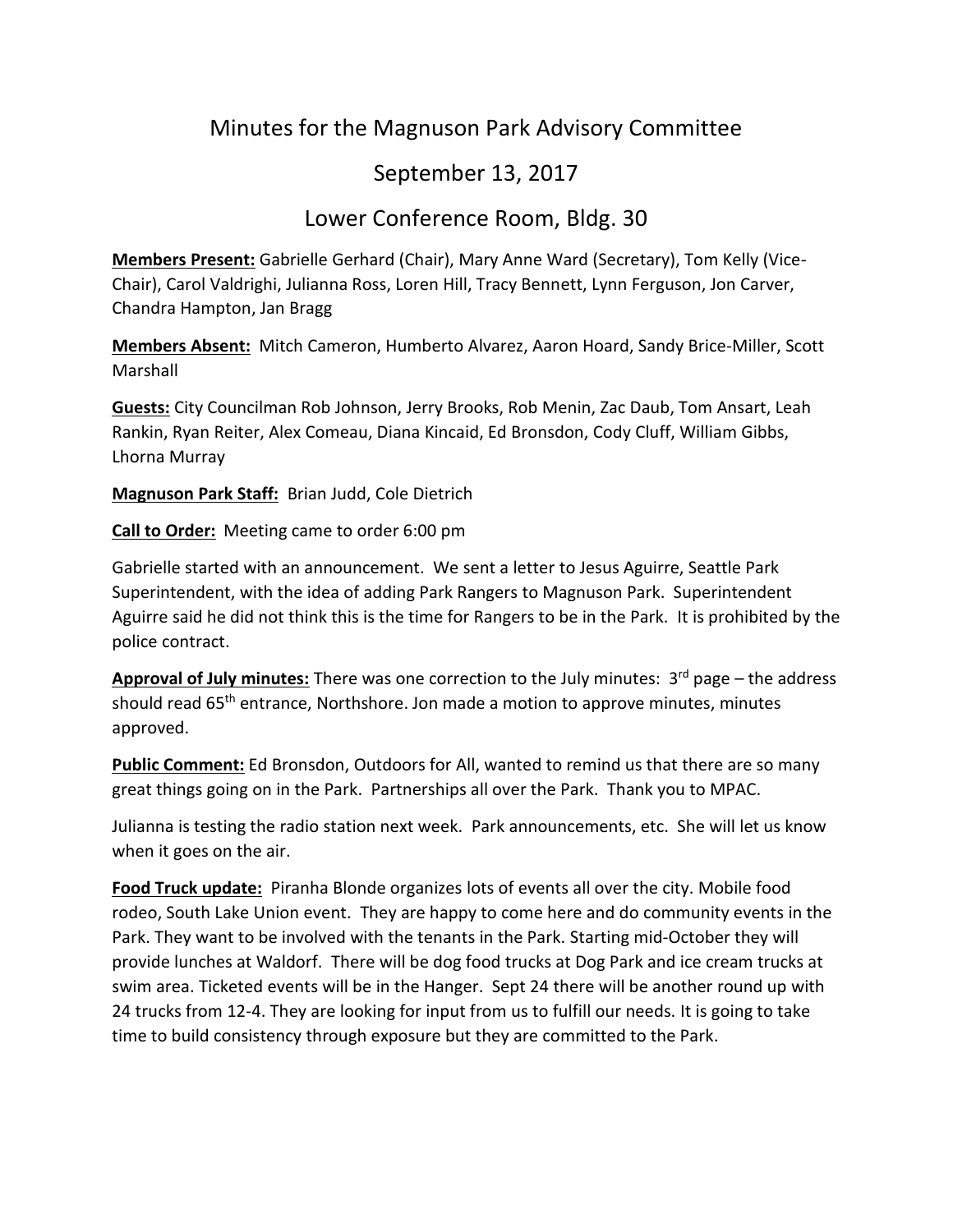# Minutes for the Magnuson Park Advisory Committee

## September 13, 2017

## Lower Conference Room, Bldg. 30

**Members Present:** Gabrielle Gerhard (Chair), Mary Anne Ward (Secretary), Tom Kelly (Vice-Chair), Carol Valdrighi, Julianna Ross, Loren Hill, Tracy Bennett, Lynn Ferguson, Jon Carver, Chandra Hampton, Jan Bragg

**Members Absent:** Mitch Cameron, Humberto Alvarez, Aaron Hoard, Sandy Brice-Miller, Scott Marshall

**Guests:** City Councilman Rob Johnson, Jerry Brooks, Rob Menin, Zac Daub, Tom Ansart, Leah Rankin, Ryan Reiter, Alex Comeau, Diana Kincaid, Ed Bronsdon, Cody Cluff, William Gibbs, Lhorna Murray

**Magnuson Park Staff:** Brian Judd, Cole Dietrich

**Call to Order:** Meeting came to order 6:00 pm

Gabrielle started with an announcement. We sent a letter to Jesus Aguirre, Seattle Park Superintendent, with the idea of adding Park Rangers to Magnuson Park. Superintendent Aguirre said he did not think this is the time for Rangers to be in the Park. It is prohibited by the police contract.

**Approval of July minutes:** There was one correction to the July minutes: 3rd page – the address should read 65th entrance, Northshore. Jon made a motion to approve minutes, minutes approved.

**Public Comment:** Ed Bronsdon, Outdoors for All, wanted to remind us that there are so many great things going on in the Park. Partnerships all over the Park. Thank you to MPAC.

Julianna is testing the radio station next week. Park announcements, etc. She will let us know when it goes on the air.

**Food Truck update:** Piranha Blonde organizes lots of events all over the city. Mobile food rodeo, South Lake Union event. They are happy to come here and do community events in the Park. They want to be involved with the tenants in the Park. Starting mid-October they will provide lunches at Waldorf. There will be dog food trucks at Dog Park and ice cream trucks at swim area. Ticketed events will be in the Hanger. Sept 24 there will be another round up with 24 trucks from 12-4. They are looking for input from us to fulfill our needs. It is going to take time to build consistency through exposure but they are committed to the Park.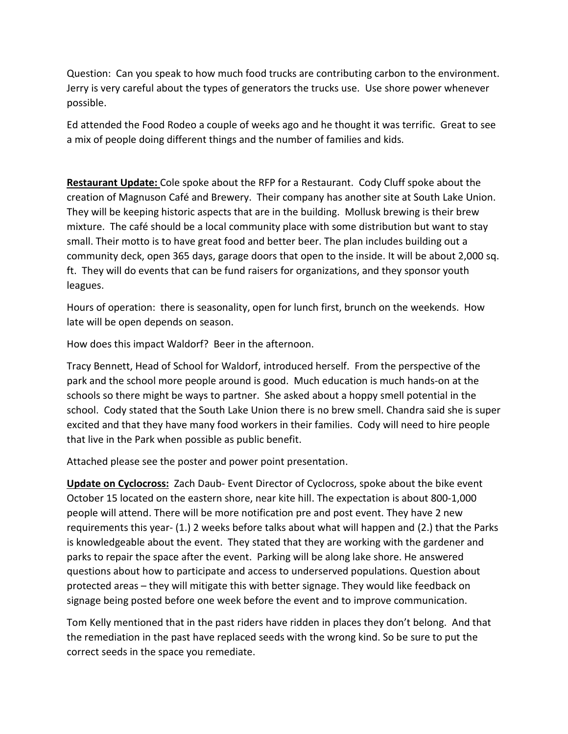Question: Can you speak to how much food trucks are contributing carbon to the environment. Jerry is very careful about the types of generators the trucks use. Use shore power whenever possible.

Ed attended the Food Rodeo a couple of weeks ago and he thought it was terrific. Great to see a mix of people doing different things and the number of families and kids.

**Restaurant Update:** Cole spoke about the RFP for a Restaurant. Cody Cluff spoke about the creation of Magnuson Café and Brewery. Their company has another site at South Lake Union. They will be keeping historic aspects that are in the building. Mollusk brewing is their brew mixture. The café should be a local community place with some distribution but want to stay small. Their motto is to have great food and better beer. The plan includes building out a community deck, open 365 days, garage doors that open to the inside. It will be about 2,000 sq. ft. They will do events that can be fund raisers for organizations, and they sponsor youth leagues.

Hours of operation: there is seasonality, open for lunch first, brunch on the weekends. How late will be open depends on season.

How does this impact Waldorf? Beer in the afternoon.

Tracy Bennett, Head of School for Waldorf, introduced herself. From the perspective of the park and the school more people around is good. Much education is much hands-on at the schools so there might be ways to partner. She asked about a hoppy smell potential in the school. Cody stated that the South Lake Union there is no brew smell. Chandra said she is super excited and that they have many food workers in their families. Cody will need to hire people that live in the Park when possible as public benefit.

Attached please see the poster and power point presentation.

**Update on Cyclocross:** Zach Daub- Event Director of Cyclocross, spoke about the bike event October 15 located on the eastern shore, near kite hill. The expectation is about 800-1,000 people will attend. There will be more notification pre and post event. They have 2 new requirements this year- (1.) 2 weeks before talks about what will happen and (2.) that the Parks is knowledgeable about the event. They stated that they are working with the gardener and parks to repair the space after the event. Parking will be along lake shore. He answered questions about how to participate and access to underserved populations. Question about protected areas – they will mitigate this with better signage. They would like feedback on signage being posted before one week before the event and to improve communication.

Tom Kelly mentioned that in the past riders have ridden in places they don't belong. And that the remediation in the past have replaced seeds with the wrong kind. So be sure to put the correct seeds in the space you remediate.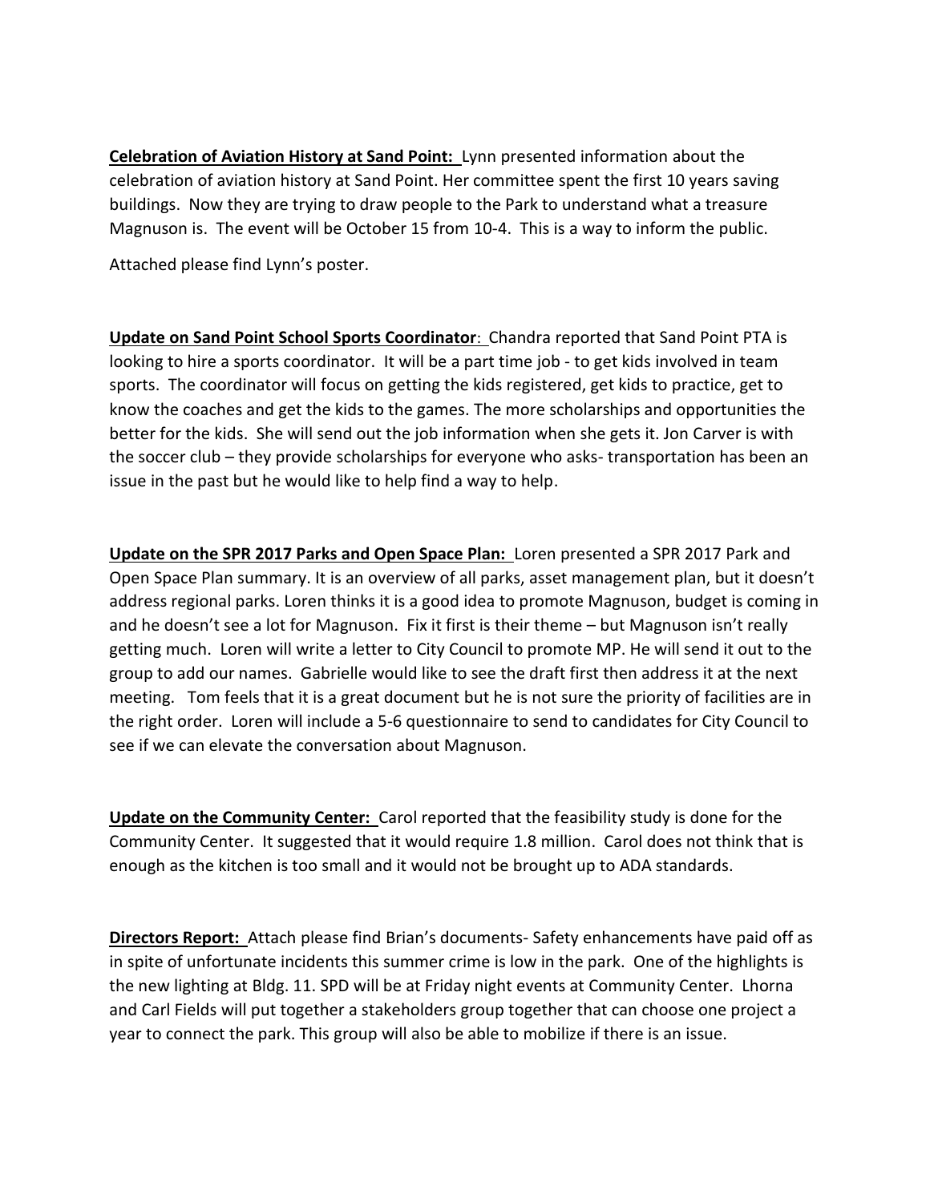**Celebration of Aviation History at Sand Point:** Lynn presented information about the celebration of aviation history at Sand Point. Her committee spent the first 10 years saving buildings. Now they are trying to draw people to the Park to understand what a treasure Magnuson is. The event will be October 15 from 10-4. This is a way to inform the public.

Attached please find Lynn's poster.

**Update on Sand Point School Sports Coordinator:** Chandra reported that Sand Point PTA is looking to hire a sports coordinator. It will be a part time job - to get kids involved in team sports. The coordinator will focus on getting the kids registered, get kids to practice, get to know the coaches and get the kids to the games. The more scholarships and opportunities the better for the kids. She will send out the job information when she gets it. Jon Carver is with the soccer club – they provide scholarships for everyone who asks- transportation has been an issue in the past but he would like to help find a way to help.

**Update on the SPR 2017 Parks and Open Space Plan:** Loren presented a SPR 2017 Park and Open Space Plan summary. It is an overview of all parks, asset management plan, but it doesn't address regional parks. Loren thinks it is a good idea to promote Magnuson, budget is coming in and he doesn't see a lot for Magnuson. Fix it first is their theme – but Magnuson isn't really getting much. Loren will write a letter to City Council to promote MP. He will send it out to the group to add our names. Gabrielle would like to see the draft first then address it at the next meeting. Tom feels that it is a great document but he is not sure the priority of facilities are in the right order. Loren will include a 5-6 questionnaire to send to candidates for City Council to see if we can elevate the conversation about Magnuson.

**Update on the Community Center:** Carol reported that the feasibility study is done for the Community Center. It suggested that it would require 1.8 million. Carol does not think that is enough as the kitchen is too small and it would not be brought up to ADA standards.

**Directors Report:** Attach please find Brian's documents- Safety enhancements have paid off as in spite of unfortunate incidents this summer crime is low in the park. One of the highlights is the new lighting at Bldg. 11. SPD will be at Friday night events at Community Center. Lhorna and Carl Fields will put together a stakeholders group together that can choose one project a year to connect the park. This group will also be able to mobilize if there is an issue.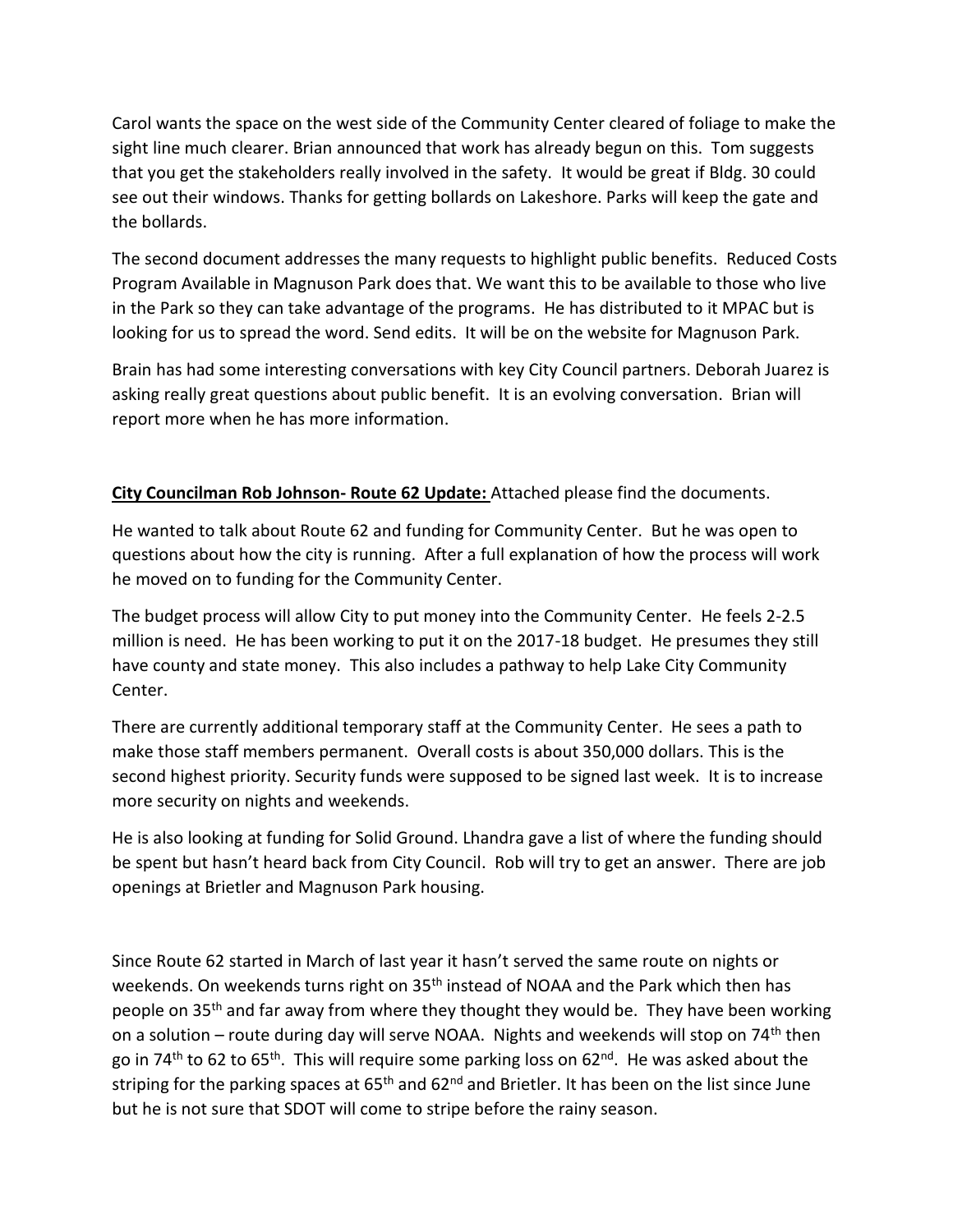Carol wants the space on the west side of the Community Center cleared of foliage to make the sight line much clearer. Brian announced that work has already begun on this. Tom suggests that you get the stakeholders really involved in the safety. It would be great if Bldg. 30 could see out their windows. Thanks for getting bollards on Lakeshore. Parks will keep the gate and the bollards.

The second document addresses the many requests to highlight public benefits. Reduced Costs Program Available in Magnuson Park does that. We want this to be available to those who live in the Park so they can take advantage of the programs. He has distributed to it MPAC but is looking for us to spread the word. Send edits. It will be on the website for Magnuson Park.

Brain has had some interesting conversations with key City Council partners. Deborah Juarez is asking really great questions about public benefit. It is an evolving conversation. Brian will report more when he has more information.

**City Councilman Rob Johnson- Route 62 Update:** Attached please find the documents.

He wanted to talk about Route 62 and funding for Community Center. But he was open to questions about how the city is running. After a full explanation of how the process will work he moved on to funding for the Community Center.

The budget process will allow City to put money into the Community Center. He feels 2-2.5 million is need. He has been working to put it on the 2017-18 budget. He presumes they still have county and state money. This also includes a pathway to help Lake City Community Center.

There are currently additional temporary staff at the Community Center. He sees a path to make those staff members permanent. Overall costs is about 350,000 dollars. This is the second highest priority. Security funds were supposed to be signed last week. It is to increase more security on nights and weekends.

He is also looking at funding for Solid Ground. Lhandra gave a list of where the funding should be spent but hasn't heard back from City Council. Rob will try to get an answer. There are job openings at Brietler and Magnuson Park housing.

Since Route 62 started in March of last year it hasn't served the same route on nights or weekends. On weekends turns right on 35th instead of NOAA and the Park which then has people on 35th and far away from where they thought they would be. They have been working on a solution – route during day will serve NOAA. Nights and weekends will stop on 74th then go in 74th to 62 to 65th. This will require some parking loss on 62nd. He was asked about the striping for the parking spaces at 65th and 62nd and Brietler. It has been on the list since June but he is not sure that SDOT will come to stripe before the rainy season.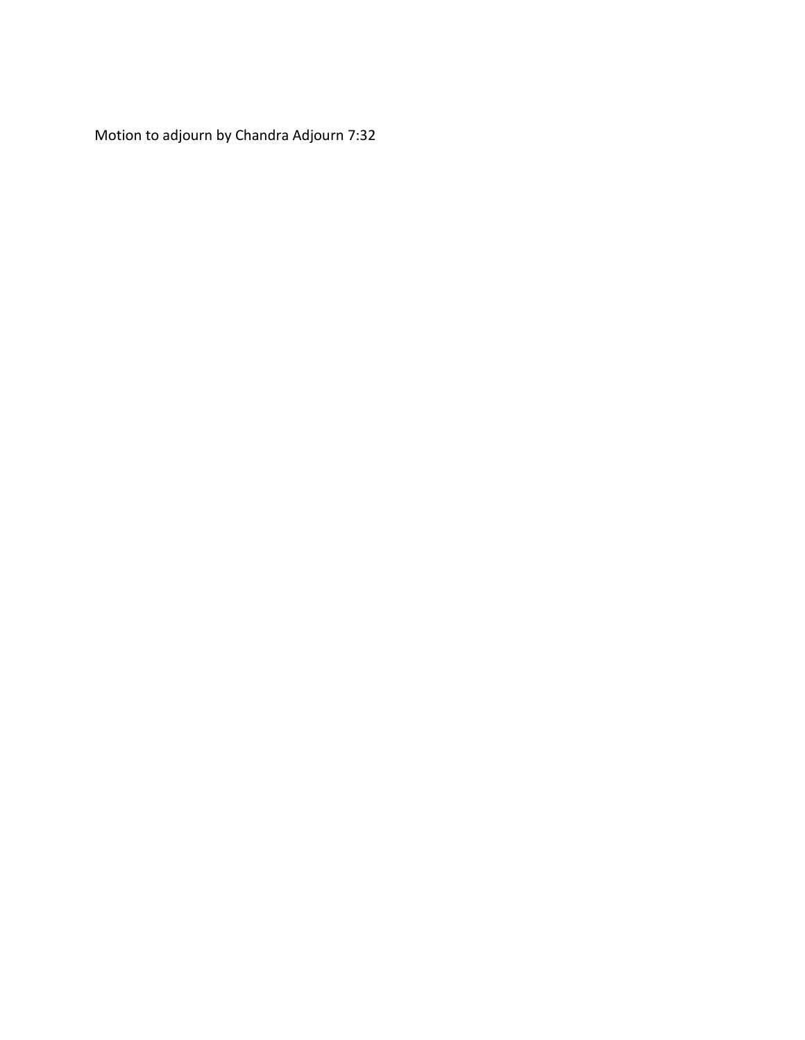Motion to adjourn by Chandra Adjourn 7:32